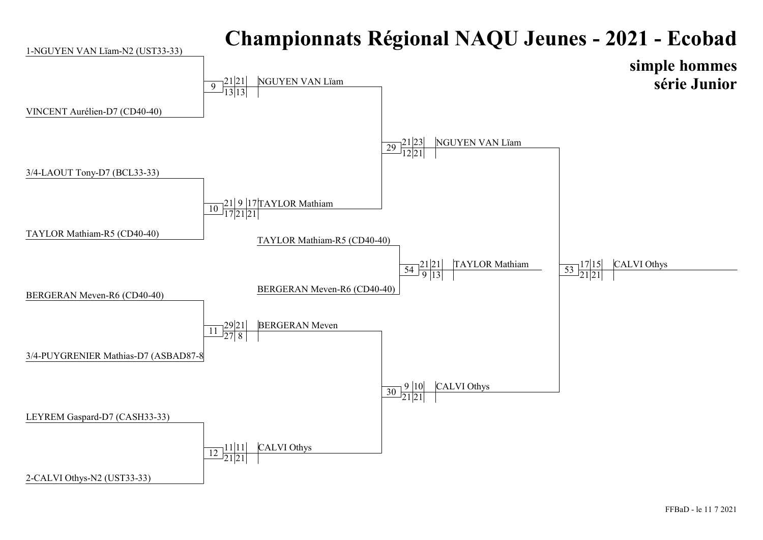# Championnats Régional NAQU Jeunes - 2021 - Ecobad

## simple hommes
## série Junior

| Premier tour | Match | Score | Vainqueur |
|---|---|---|---|
| 1-NGUYEN VAN Lïam-N2 (UST33-33) / VINCENT Aurélien-D7 (CD40-40) | 9 | 21-13, 21-13 | NGUYEN VAN Lïam |
| 3/4-LAOUT Tony-D7 (BCL33-33) / TAYLOR Mathiam-R5 (CD40-40) | 10 | 21-17, 9-21, 17-21 | TAYLOR Mathiam |
| BERGERAN Meven-R6 (CD40-40) / 3/4-PUYGRENIER Mathias-D7 (ASBAD87-8 | 11 | 29-27, 21-8 | BERGERAN Meven |
| LEYREM Gaspard-D7 (CASH33-33) / 2-CALVI Othys-N2 (UST33-33) | 12 | 11-21, 11-21 | CALVI Othys |

| Demi-finales | Match | Score | Vainqueur |
|---|---|---|---|
| NGUYEN VAN Lïam / TAYLOR Mathiam | 29 | 21-12, 23-21 | NGUYEN VAN Lïam |
| BERGERAN Meven / CALVI Othys | 30 | 9-21, 10-21 | CALVI Othys |

| Finale | Match | Score | Vainqueur |
|---|---|---|---|
| NGUYEN VAN Lïam / CALVI Othys | 53 | 17-21, 15-21 | CALVI Othys |

| Match pour la 3e place | Match | Score | Vainqueur |
|---|---|---|---|
| TAYLOR Mathiam-R5 (CD40-40) / BERGERAN Meven-R6 (CD40-40) | 54 | 21-9, 21-13 | TAYLOR Mathiam |

FFBaD - le 11 7 2021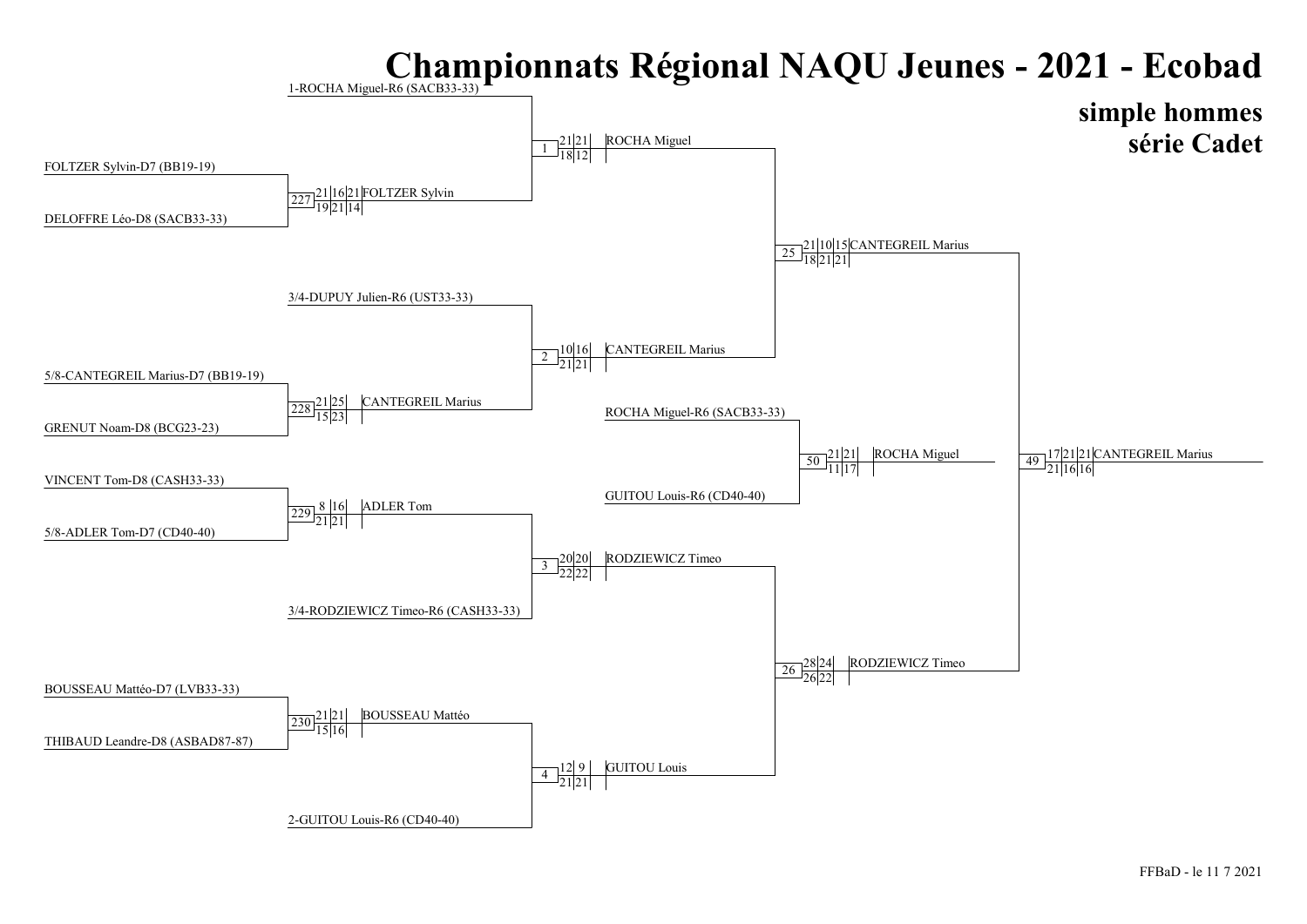# Championnats Régional NAQU Jeunes - 2021 - Ecobad

## simple hommes
## série Cadet

### Premier tour

| Match | Joueur 1 | Joueur 2 | Scores | Vainqueur |
|---|---|---|---|---|
| 227 | FOLTZER Sylvin-D7 (BB19-19) | DELOFFRE Léo-D8 (SACB33-33) | 21-19, 16-21, 21-14 | FOLTZER Sylvin |
| 228 | 5/8-CANTEGREIL Marius-D7 (BB19-19) | GRENUT Noam-D8 (BCG23-23) | 21-15, 25-23 | CANTEGREIL Marius |
| 229 | VINCENT Tom-D8 (CASH33-33) | 5/8-ADLER Tom-D7 (CD40-40) | 8-21, 16-21 | ADLER Tom |
| 230 | BOUSSEAU Mattéo-D7 (LVB33-33) | THIBAUD Leandre-D8 (ASBAD87-87) | 21-15, 21-16 | BOUSSEAU Mattéo |

### Quarts de finale

| Match | Joueur 1 | Joueur 2 | Scores | Vainqueur |
|---|---|---|---|---|
| 1 | 1-ROCHA Miguel-R6 (SACB33-33) | FOLTZER Sylvin | 21-18, 21-12 | ROCHA Miguel |
| 2 | 3/4-DUPUY Julien-R6 (UST33-33) | CANTEGREIL Marius | 10-21, 16-21 | CANTEGREIL Marius |
| 3 | ADLER Tom | 3/4-RODZIEWICZ Timeo-R6 (CASH33-33) | 20-22, 20-22 | RODZIEWICZ Timeo |
| 4 | BOUSSEAU Mattéo | 2-GUITOU Louis-R6 (CD40-40) | 12-21, 9-21 | GUITOU Louis |

### Demi-finales

| Match | Joueur 1 | Joueur 2 | Scores | Vainqueur |
|---|---|---|---|---|
| 25 | ROCHA Miguel | CANTEGREIL Marius | 21-18, 10-21, 15-21 | CANTEGREIL Marius |
| 26 | RODZIEWICZ Timeo | GUITOU Louis | 28-26, 24-22 | RODZIEWICZ Timeo |

### Finale

| Match | Joueur 1 | Joueur 2 | Scores | Vainqueur |
|---|---|---|---|---|
| 49 | CANTEGREIL Marius | RODZIEWICZ Timeo | 17-21, 21-16, 21-16 | CANTEGREIL Marius |

### Match pour la 3e place

| Match | Joueur 1 | Joueur 2 | Scores | Vainqueur |
|---|---|---|---|---|
| 50 | ROCHA Miguel-R6 (SACB33-33) | GUITOU Louis-R6 (CD40-40) | 21-11, 21-17 | ROCHA Miguel |

FFBaD - le 11 7 2021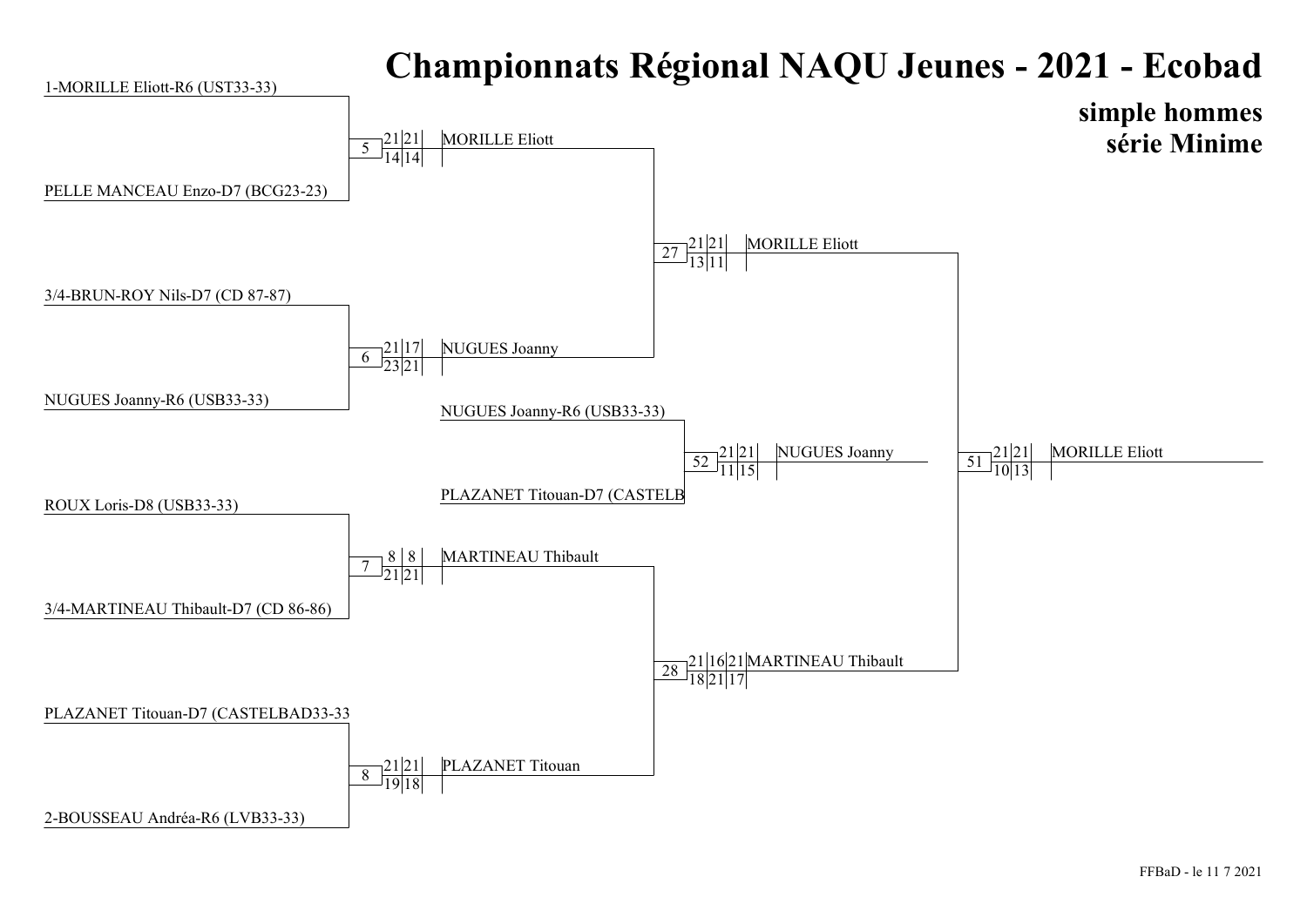# Championnats Régional NAQU Jeunes - 2021 - Ecobad

## simple hommes
## série Minime

### Premier tour

| Match | Joueur 1 | Joueur 2 | Score | Vainqueur |
|---|---|---|---|---|
| 5 | 1-MORILLE Eliott-R6 (UST33-33) | PELLE MANCEAU Enzo-D7 (BCG23-23) | 21-14, 21-14 | MORILLE Eliott |
| 6 | 3/4-BRUN-ROY Nils-D7 (CD 87-87) | NUGUES Joanny-R6 (USB33-33) | 21-23, 17-21 | NUGUES Joanny |
| 7 | ROUX Loris-D8 (USB33-33) | 3/4-MARTINEAU Thibault-D7 (CD 86-86) | 8-21, 8-21 | MARTINEAU Thibault |
| 8 | PLAZANET Titouan-D7 (CASTELBAD33-33 | 2-BOUSSEAU Andréa-R6 (LVB33-33) | 21-19, 21-18 | PLAZANET Titouan |

### Demi-finales

| Match | Joueur 1 | Joueur 2 | Score | Vainqueur |
|---|---|---|---|---|
| 27 | MORILLE Eliott | NUGUES Joanny | 21-13, 21-11 | MORILLE Eliott |
| 28 | MARTINEAU Thibault | PLAZANET Titouan | 21-18, 16-21, 21-17 | MARTINEAU Thibault |

### Match pour la 3e place

| Match | Joueur 1 | Joueur 2 | Score | Vainqueur |
|---|---|---|---|---|
| 52 | NUGUES Joanny-R6 (USB33-33) | PLAZANET Titouan-D7 (CASTELB | 21-11, 21-15 | NUGUES Joanny |

### Finale

| Match | Joueur 1 | Joueur 2 | Score | Vainqueur |
|---|---|---|---|---|
| 51 | MORILLE Eliott | MARTINEAU Thibault | 21-10, 21-13 | MORILLE Eliott |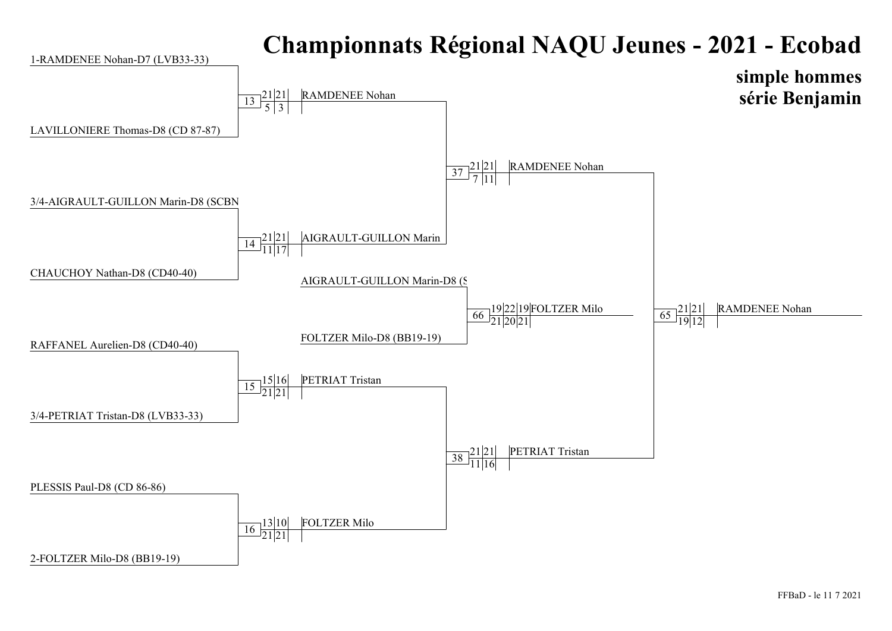# Championnats Régional NAQU Jeunes - 2021 - Ecobad

## simple hommes série Benjamin

1-RAMDENEE Nohan-D7 (LVB33-33)

13 — 21|21 / 5|3 — RAMDENEE Nohan

LAVILLONIERE Thomas-D8 (CD 87-87)

37 — 21|21 / 7|11 — RAMDENEE Nohan

3/4-AIGRAULT-GUILLON Marin-D8 (SCBN

14 — 21|21 / 11|17 — AIGRAULT-GUILLON Marin

CHAUCHOY Nathan-D8 (CD40-40)

AIGRAULT-GUILLON Marin-D8 (S

66 — 19|22|19 / 21|20|21 — FOLTZER Milo

FOLTZER Milo-D8 (BB19-19)

65 — 21|21 / 19|12 — RAMDENEE Nohan

RAFFANEL Aurelien-D8 (CD40-40)

15 — 15|16 / 21|21 — PETRIAT Tristan

3/4-PETRIAT Tristan-D8 (LVB33-33)

38 — 21|21 / 11|16 — PETRIAT Tristan

PLESSIS Paul-D8 (CD 86-86)

16 — 13|10 / 21|21 — FOLTZER Milo

2-FOLTZER Milo-D8 (BB19-19)

FFBaD - le 11 7 2021